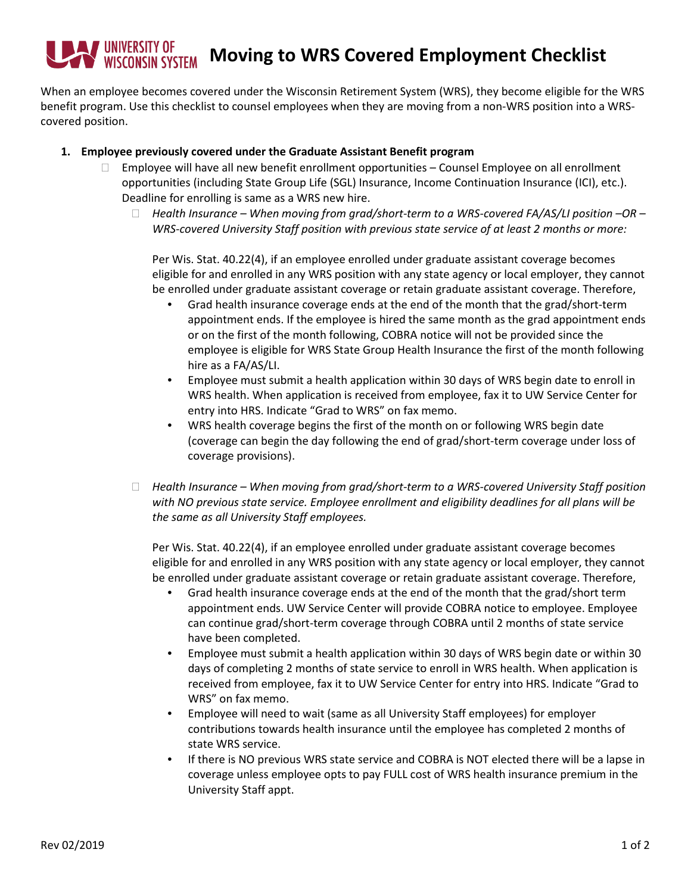# Moving to WRS Covered Employment Checklist

When an employee becomes covered under the Wisconsin Retirement System (WRS), they become eligible for the WRS benefit program. Use this checklist to counsel employees when they are moving from a non-WRS position into a WRS-covered position.

1. **Employee previously covered under the Graduate Assistant Benefit program**
   - ☐ Employee will have all new benefit enrollment opportunities – Counsel Employee on all enrollment opportunities (including State Group Life (SGL) Insurance, Income Continuation Insurance (ICI), etc.). Deadline for enrolling is same as a WRS new hire.
     - ☐ *Health Insurance – When moving from grad/short-term to a WRS-covered FA/AS/LI position –OR – WRS-covered University Staff position with previous state service of at least 2 months or more:*

       Per Wis. Stat. 40.22(4), if an employee enrolled under graduate assistant coverage becomes eligible for and enrolled in any WRS position with any state agency or local employer, they cannot be enrolled under graduate assistant coverage or retain graduate assistant coverage. Therefore,

       - Grad health insurance coverage ends at the end of the month that the grad/short-term appointment ends. If the employee is hired the same month as the grad appointment ends or on the first of the month following, COBRA notice will not be provided since the employee is eligible for WRS State Group Health Insurance the first of the month following hire as a FA/AS/LI.
       - Employee must submit a health application within 30 days of WRS begin date to enroll in WRS health. When application is received from employee, fax it to UW Service Center for entry into HRS. Indicate "Grad to WRS" on fax memo.
       - WRS health coverage begins the first of the month on or following WRS begin date (coverage can begin the day following the end of grad/short-term coverage under loss of coverage provisions).

     - ☐ *Health Insurance – When moving from grad/short-term to a WRS-covered University Staff position with NO previous state service. Employee enrollment and eligibility deadlines for all plans will be the same as all University Staff employees.*

       Per Wis. Stat. 40.22(4), if an employee enrolled under graduate assistant coverage becomes eligible for and enrolled in any WRS position with any state agency or local employer, they cannot be enrolled under graduate assistant coverage or retain graduate assistant coverage. Therefore,

       - Grad health insurance coverage ends at the end of the month that the grad/short term appointment ends. UW Service Center will provide COBRA notice to employee. Employee can continue grad/short-term coverage through COBRA until 2 months of state service have been completed.
       - Employee must submit a health application within 30 days of WRS begin date or within 30 days of completing 2 months of state service to enroll in WRS health. When application is received from employee, fax it to UW Service Center for entry into HRS. Indicate "Grad to WRS" on fax memo.
       - Employee will need to wait (same as all University Staff employees) for employer contributions towards health insurance until the employee has completed 2 months of state WRS service.
       - If there is NO previous WRS state service and COBRA is NOT elected there will be a lapse in coverage unless employee opts to pay FULL cost of WRS health insurance premium in the University Staff appt.

Rev 02/2019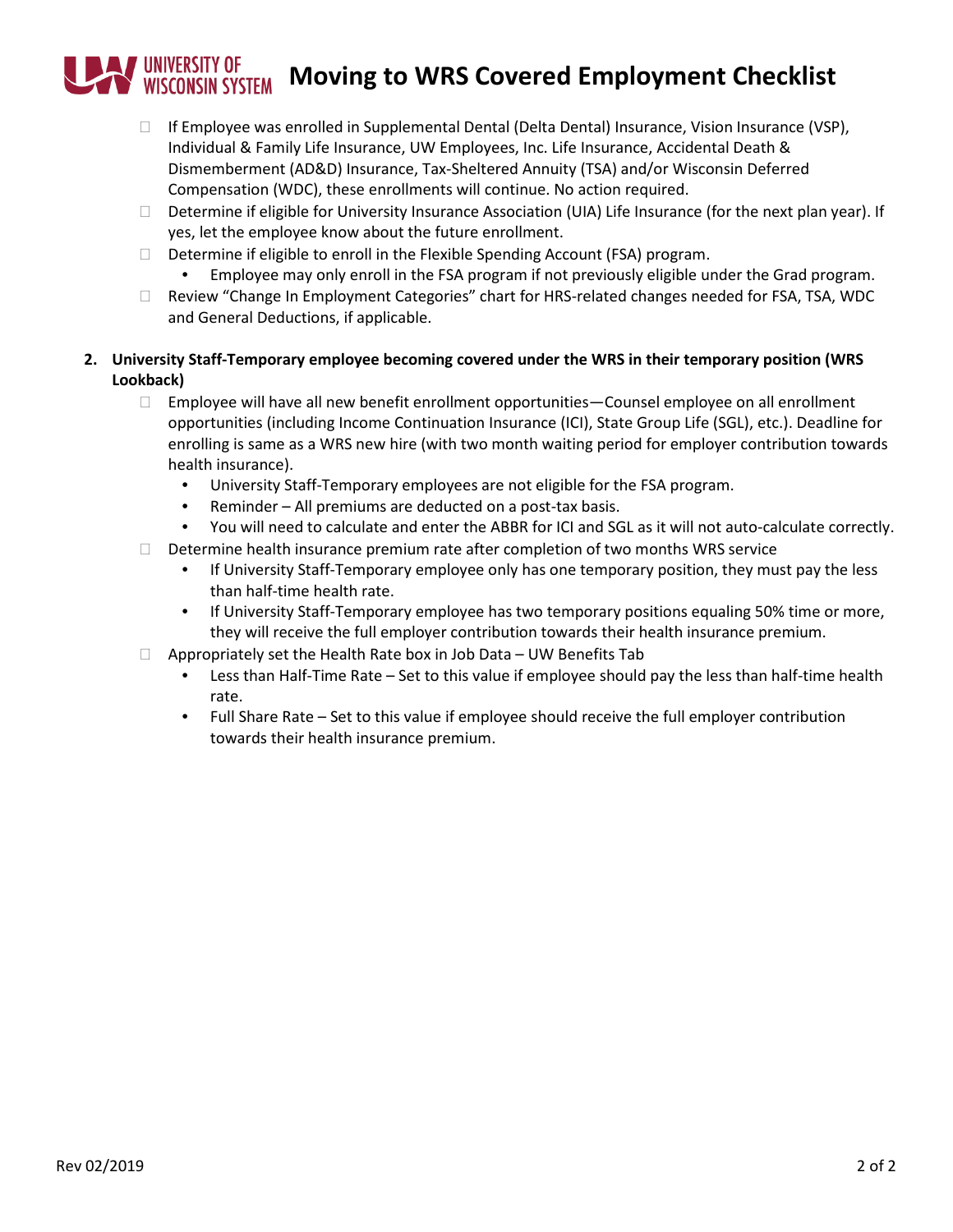# Moving to WRS Covered Employment Checklist

- ☐ If Employee was enrolled in Supplemental Dental (Delta Dental) Insurance, Vision Insurance (VSP), Individual & Family Life Insurance, UW Employees, Inc. Life Insurance, Accidental Death & Dismemberment (AD&D) Insurance, Tax-Sheltered Annuity (TSA) and/or Wisconsin Deferred Compensation (WDC), these enrollments will continue. No action required.
- ☐ Determine if eligible for University Insurance Association (UIA) Life Insurance (for the next plan year). If yes, let the employee know about the future enrollment.
- ☐ Determine if eligible to enroll in the Flexible Spending Account (FSA) program.
  - Employee may only enroll in the FSA program if not previously eligible under the Grad program.
- ☐ Review "Change In Employment Categories" chart for HRS-related changes needed for FSA, TSA, WDC and General Deductions, if applicable.

**2. University Staff-Temporary employee becoming covered under the WRS in their temporary position (WRS Lookback)**

- ☐ Employee will have all new benefit enrollment opportunities—Counsel employee on all enrollment opportunities (including Income Continuation Insurance (ICI), State Group Life (SGL), etc.). Deadline for enrolling is same as a WRS new hire (with two month waiting period for employer contribution towards health insurance).
  - University Staff-Temporary employees are not eligible for the FSA program.
  - Reminder – All premiums are deducted on a post-tax basis.
  - You will need to calculate and enter the ABBR for ICI and SGL as it will not auto-calculate correctly.
- ☐ Determine health insurance premium rate after completion of two months WRS service
  - If University Staff-Temporary employee only has one temporary position, they must pay the less than half-time health rate.
  - If University Staff-Temporary employee has two temporary positions equaling 50% time or more, they will receive the full employer contribution towards their health insurance premium.
- ☐ Appropriately set the Health Rate box in Job Data – UW Benefits Tab
  - Less than Half-Time Rate – Set to this value if employee should pay the less than half-time health rate.
  - Full Share Rate – Set to this value if employee should receive the full employer contribution towards their health insurance premium.

Rev 02/2019